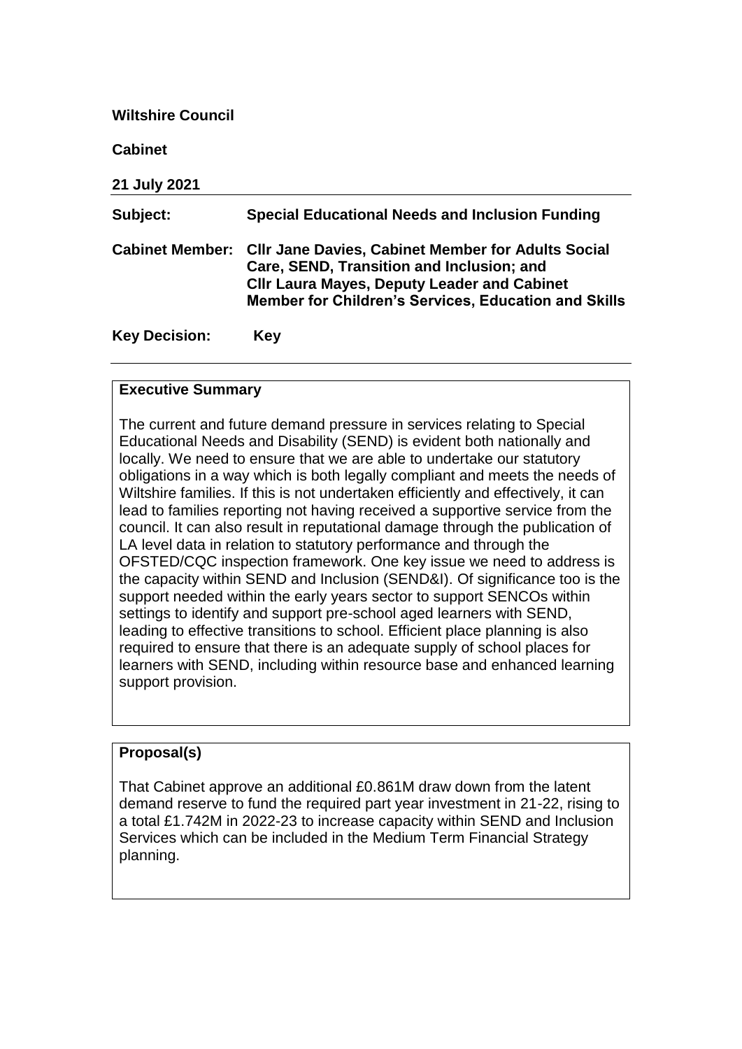**Wiltshire Council**

**Cabinet**

**21 July 2021**

| | |
|---|---|
| **Subject:** | **Special Educational Needs and Inclusion Funding** |
| **Cabinet Member:** | **Cllr Jane Davies, Cabinet Member for Adults Social Care, SEND, Transition and Inclusion; and Cllr Laura Mayes, Deputy Leader and Cabinet Member for Children's Services, Education and Skills** |
| **Key Decision:** | **Key** |

**Executive Summary**

The current and future demand pressure in services relating to Special Educational Needs and Disability (SEND) is evident both nationally and locally. We need to ensure that we are able to undertake our statutory obligations in a way which is both legally compliant and meets the needs of Wiltshire families. If this is not undertaken efficiently and effectively, it can lead to families reporting not having received a supportive service from the council. It can also result in reputational damage through the publication of LA level data in relation to statutory performance and through the OFSTED/CQC inspection framework. One key issue we need to address is the capacity within SEND and Inclusion (SEND&I). Of significance too is the support needed within the early years sector to support SENCOs within settings to identify and support pre-school aged learners with SEND, leading to effective transitions to school. Efficient place planning is also required to ensure that there is an adequate supply of school places for learners with SEND, including within resource base and enhanced learning support provision.

**Proposal(s)**

That Cabinet approve an additional £0.861M draw down from the latent demand reserve to fund the required part year investment in 21-22, rising to a total £1.742M in 2022-23 to increase capacity within SEND and Inclusion Services which can be included in the Medium Term Financial Strategy planning.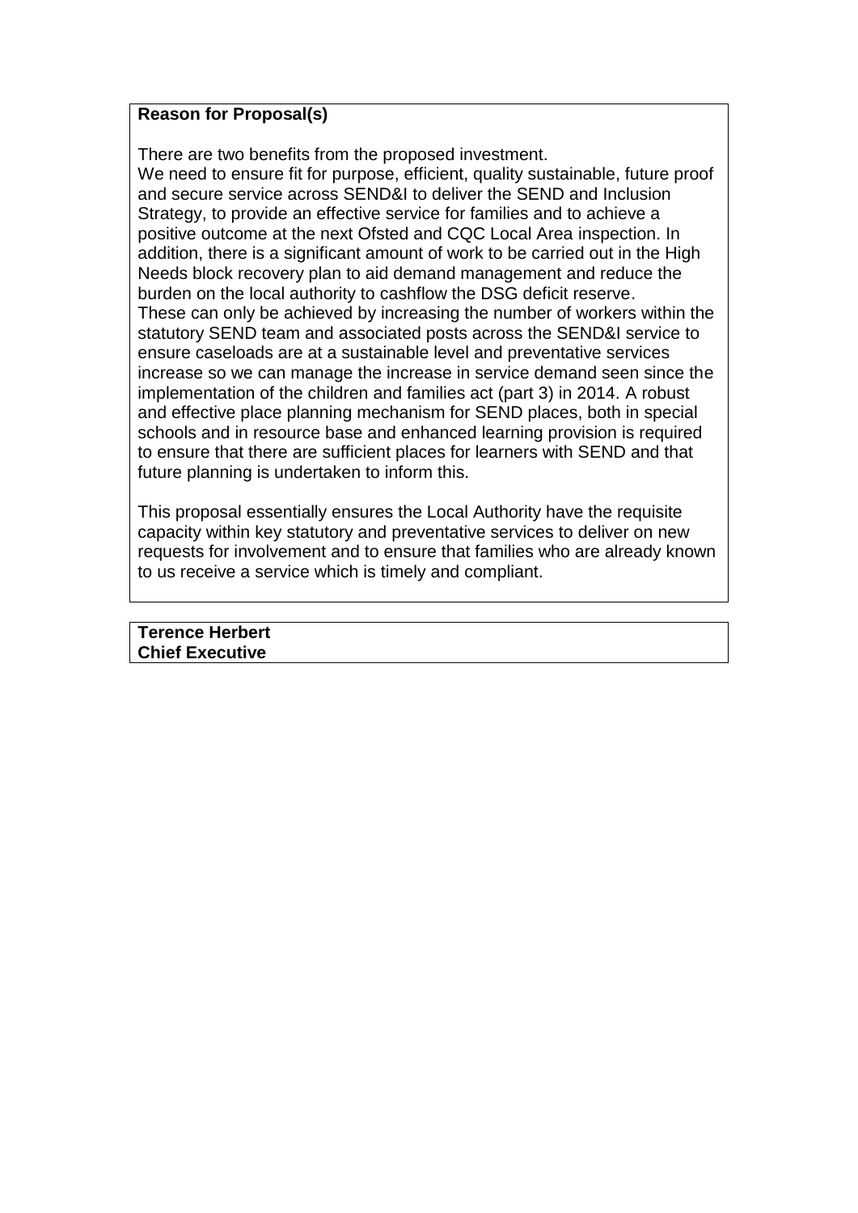**Reason for Proposal(s)**

There are two benefits from the proposed investment.
We need to ensure fit for purpose, efficient, quality sustainable, future proof and secure service across SEND&I to deliver the SEND and Inclusion Strategy, to provide an effective service for families and to achieve a positive outcome at the next Ofsted and CQC Local Area inspection. In addition, there is a significant amount of work to be carried out in the High Needs block recovery plan to aid demand management and reduce the burden on the local authority to cashflow the DSG deficit reserve.
These can only be achieved by increasing the number of workers within the statutory SEND team and associated posts across the SEND&I service to ensure caseloads are at a sustainable level and preventative services increase so we can manage the increase in service demand seen since the implementation of the children and families act (part 3) in 2014. A robust and effective place planning mechanism for SEND places, both in special schools and in resource base and enhanced learning provision is required to ensure that there are sufficient places for learners with SEND and that future planning is undertaken to inform this.

This proposal essentially ensures the Local Authority have the requisite capacity within key statutory and preventative services to deliver on new requests for involvement and to ensure that families who are already known to us receive a service which is timely and compliant.

**Terence Herbert**
**Chief Executive**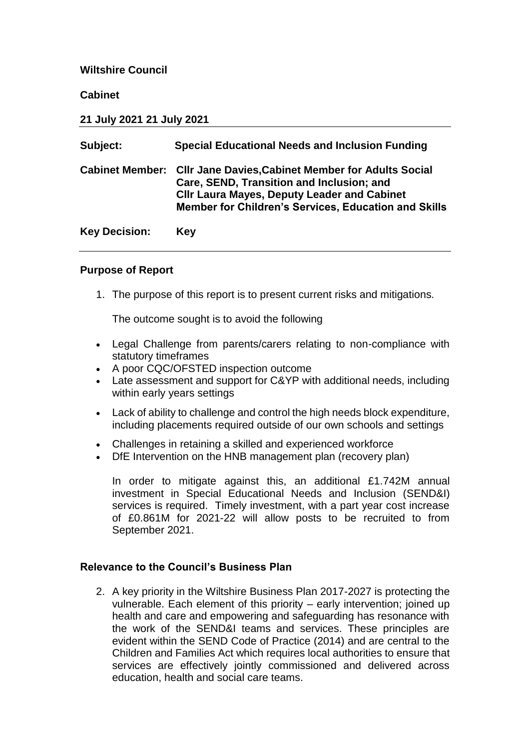**Wiltshire Council**

**Cabinet**

**21 July 2021 21 July 2021**

| | |
|---|---|
| **Subject:** | **Special Educational Needs and Inclusion Funding** |
| **Cabinet Member:** | **Cllr Jane Davies,Cabinet Member for Adults Social Care, SEND, Transition and Inclusion; and Cllr Laura Mayes, Deputy Leader and Cabinet Member for Children's Services, Education and Skills** |
| **Key Decision:** | **Key** |

## Purpose of Report

1. The purpose of this report is to present current risks and mitigations.

   The outcome sought is to avoid the following

- Legal Challenge from parents/carers relating to non-compliance with statutory timeframes
- A poor CQC/OFSTED inspection outcome
- Late assessment and support for C&YP with additional needs, including within early years settings
- Lack of ability to challenge and control the high needs block expenditure, including placements required outside of our own schools and settings
- Challenges in retaining a skilled and experienced workforce
- DfE Intervention on the HNB management plan (recovery plan)

   In order to mitigate against this, an additional £1.742M annual investment in Special Educational Needs and Inclusion (SEND&I) services is required. Timely investment, with a part year cost increase of £0.861M for 2021-22 will allow posts to be recruited to from September 2021.

## Relevance to the Council's Business Plan

2. A key priority in the Wiltshire Business Plan 2017-2027 is protecting the vulnerable. Each element of this priority – early intervention; joined up health and care and empowering and safeguarding has resonance with the work of the SEND&I teams and services. These principles are evident within the SEND Code of Practice (2014) and are central to the Children and Families Act which requires local authorities to ensure that services are effectively jointly commissioned and delivered across education, health and social care teams.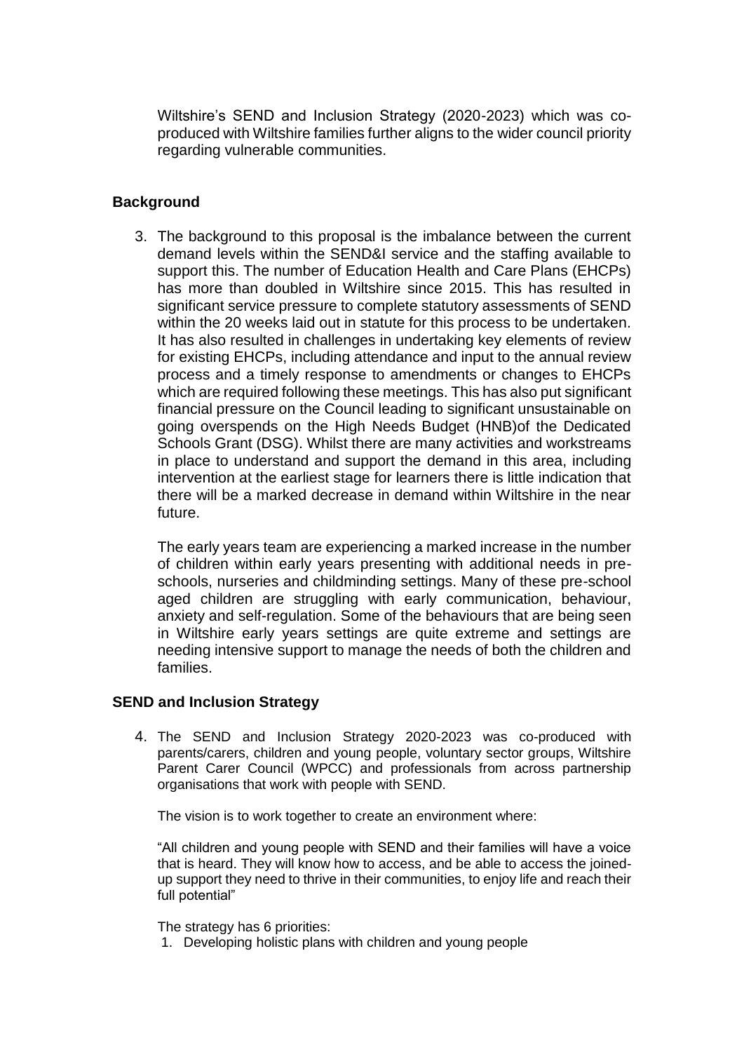Wiltshire's SEND and Inclusion Strategy (2020-2023) which was co-produced with Wiltshire families further aligns to the wider council priority regarding vulnerable communities.

## Background

3. The background to this proposal is the imbalance between the current demand levels within the SEND&I service and the staffing available to support this. The number of Education Health and Care Plans (EHCPs) has more than doubled in Wiltshire since 2015. This has resulted in significant service pressure to complete statutory assessments of SEND within the 20 weeks laid out in statute for this process to be undertaken. It has also resulted in challenges in undertaking key elements of review for existing EHCPs, including attendance and input to the annual review process and a timely response to amendments or changes to EHCPs which are required following these meetings. This has also put significant financial pressure on the Council leading to significant unsustainable on going overspends on the High Needs Budget (HNB)of the Dedicated Schools Grant (DSG). Whilst there are many activities and workstreams in place to understand and support the demand in this area, including intervention at the earliest stage for learners there is little indication that there will be a marked decrease in demand within Wiltshire in the near future.

   The early years team are experiencing a marked increase in the number of children within early years presenting with additional needs in pre-schools, nurseries and childminding settings. Many of these pre-school aged children are struggling with early communication, behaviour, anxiety and self-regulation. Some of the behaviours that are being seen in Wiltshire early years settings are quite extreme and settings are needing intensive support to manage the needs of both the children and families.

## SEND and Inclusion Strategy

4. The SEND and Inclusion Strategy 2020-2023 was co-produced with parents/carers, children and young people, voluntary sector groups, Wiltshire Parent Carer Council (WPCC) and professionals from across partnership organisations that work with people with SEND.

   The vision is to work together to create an environment where:

   "All children and young people with SEND and their families will have a voice that is heard. They will know how to access, and be able to access the joined-up support they need to thrive in their communities, to enjoy life and reach their full potential"

   The strategy has 6 priorities:

   1. Developing holistic plans with children and young people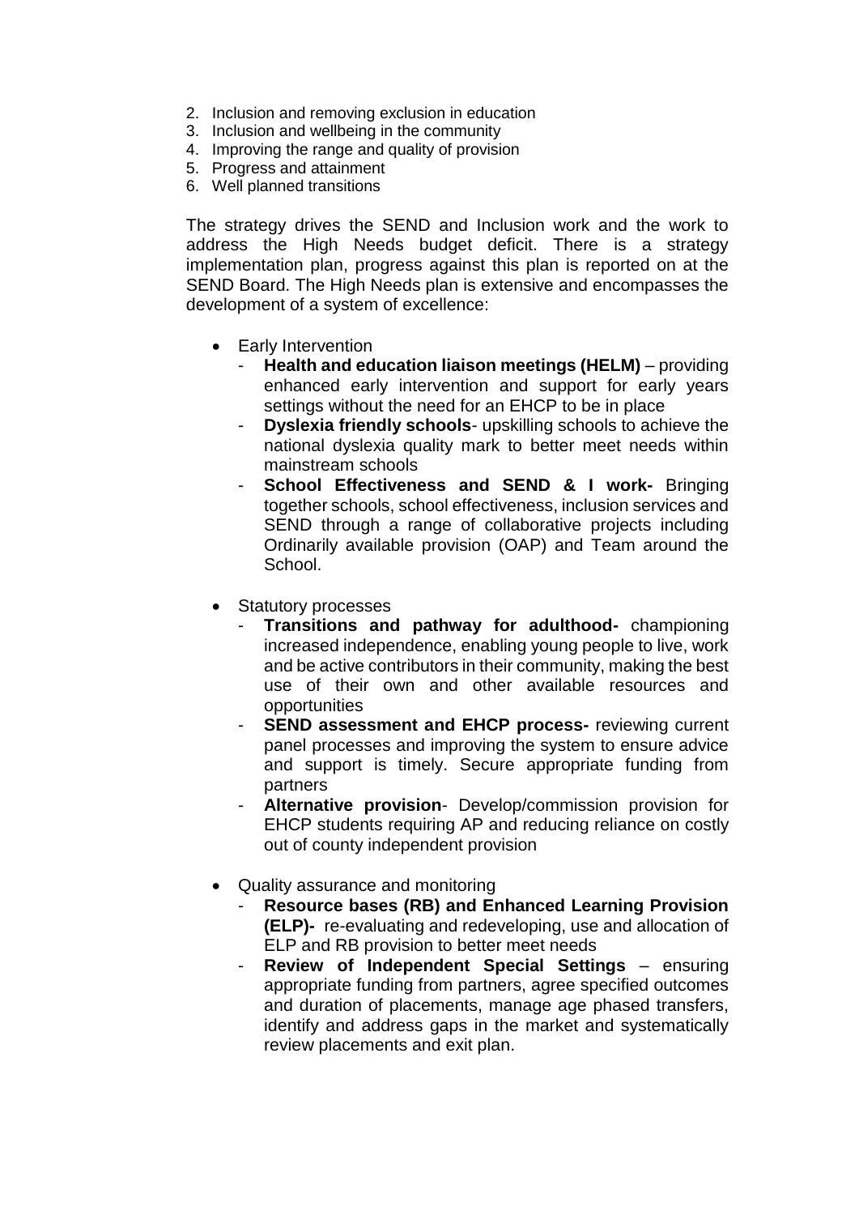2. Inclusion and removing exclusion in education
3. Inclusion and wellbeing in the community
4. Improving the range and quality of provision
5. Progress and attainment
6. Well planned transitions

The strategy drives the SEND and Inclusion work and the work to address the High Needs budget deficit. There is a strategy implementation plan, progress against this plan is reported on at the SEND Board. The High Needs plan is extensive and encompasses the development of a system of excellence:

- Early Intervention
  - **Health and education liaison meetings (HELM)** – providing enhanced early intervention and support for early years settings without the need for an EHCP to be in place
  - **Dyslexia friendly schools**- upskilling schools to achieve the national dyslexia quality mark to better meet needs within mainstream schools
  - **School Effectiveness and SEND & I work-** Bringing together schools, school effectiveness, inclusion services and SEND through a range of collaborative projects including Ordinarily available provision (OAP) and Team around the School.

- Statutory processes
  - **Transitions and pathway for adulthood-** championing increased independence, enabling young people to live, work and be active contributors in their community, making the best use of their own and other available resources and opportunities
  - **SEND assessment and EHCP process-** reviewing current panel processes and improving the system to ensure advice and support is timely. Secure appropriate funding from partners
  - **Alternative provision**- Develop/commission provision for EHCP students requiring AP and reducing reliance on costly out of county independent provision

- Quality assurance and monitoring
  - **Resource bases (RB) and Enhanced Learning Provision (ELP)-** re-evaluating and redeveloping, use and allocation of ELP and RB provision to better meet needs
  - **Review of Independent Special Settings** – ensuring appropriate funding from partners, agree specified outcomes and duration of placements, manage age phased transfers, identify and address gaps in the market and systematically review placements and exit plan.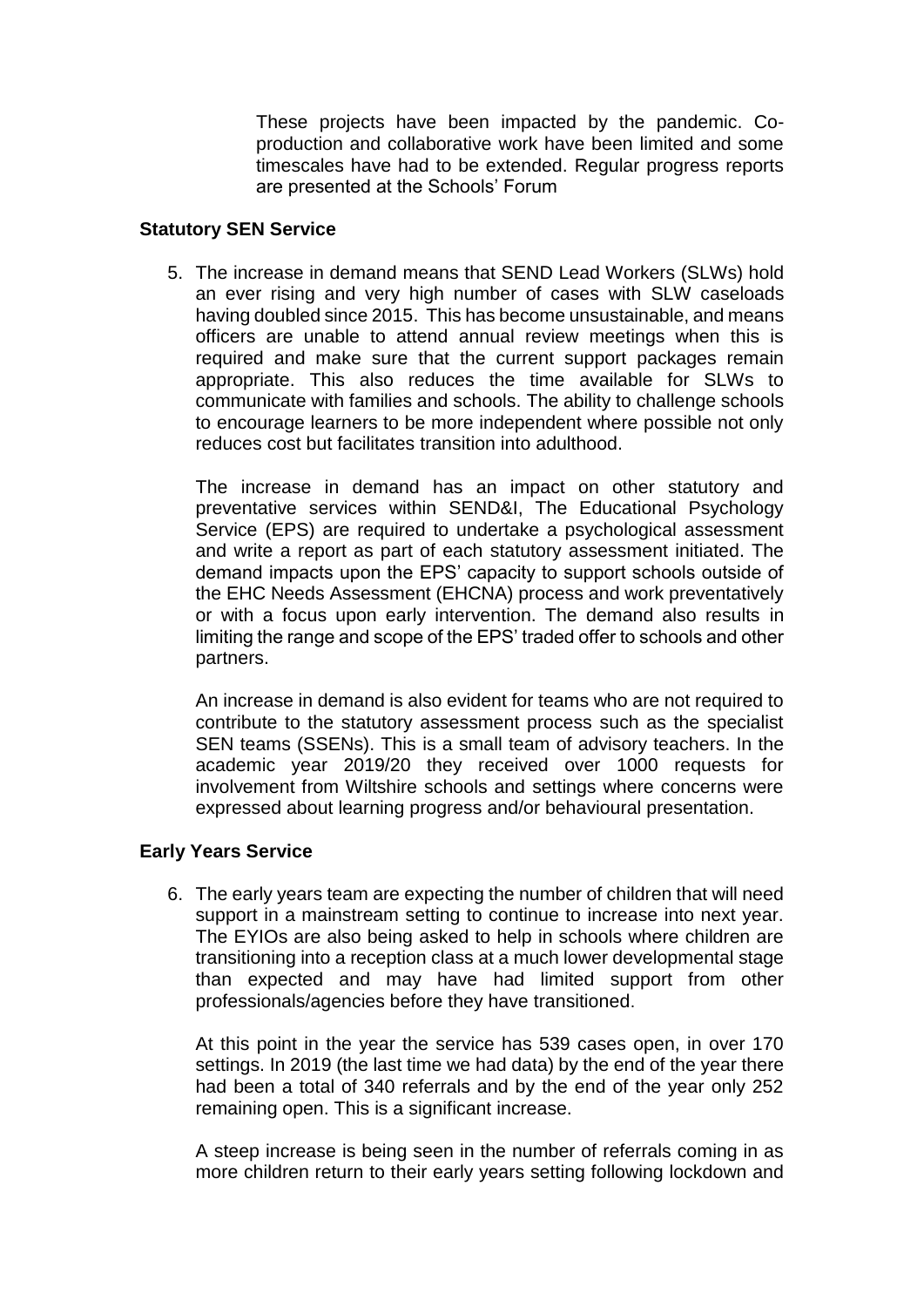These projects have been impacted by the pandemic. Co-production and collaborative work have been limited and some timescales have had to be extended. Regular progress reports are presented at the Schools' Forum

### Statutory SEN Service

5. The increase in demand means that SEND Lead Workers (SLWs) hold an ever rising and very high number of cases with SLW caseloads having doubled since 2015. This has become unsustainable, and means officers are unable to attend annual review meetings when this is required and make sure that the current support packages remain appropriate. This also reduces the time available for SLWs to communicate with families and schools. The ability to challenge schools to encourage learners to be more independent where possible not only reduces cost but facilitates transition into adulthood.

   The increase in demand has an impact on other statutory and preventative services within SEND&I, The Educational Psychology Service (EPS) are required to undertake a psychological assessment and write a report as part of each statutory assessment initiated. The demand impacts upon the EPS' capacity to support schools outside of the EHC Needs Assessment (EHCNA) process and work preventatively or with a focus upon early intervention. The demand also results in limiting the range and scope of the EPS' traded offer to schools and other partners.

   An increase in demand is also evident for teams who are not required to contribute to the statutory assessment process such as the specialist SEN teams (SSENs). This is a small team of advisory teachers. In the academic year 2019/20 they received over 1000 requests for involvement from Wiltshire schools and settings where concerns were expressed about learning progress and/or behavioural presentation.

### Early Years Service

6. The early years team are expecting the number of children that will need support in a mainstream setting to continue to increase into next year. The EYIOs are also being asked to help in schools where children are transitioning into a reception class at a much lower developmental stage than expected and may have had limited support from other professionals/agencies before they have transitioned.

   At this point in the year the service has 539 cases open, in over 170 settings. In 2019 (the last time we had data) by the end of the year there had been a total of 340 referrals and by the end of the year only 252 remaining open. This is a significant increase.

   A steep increase is being seen in the number of referrals coming in as more children return to their early years setting following lockdown and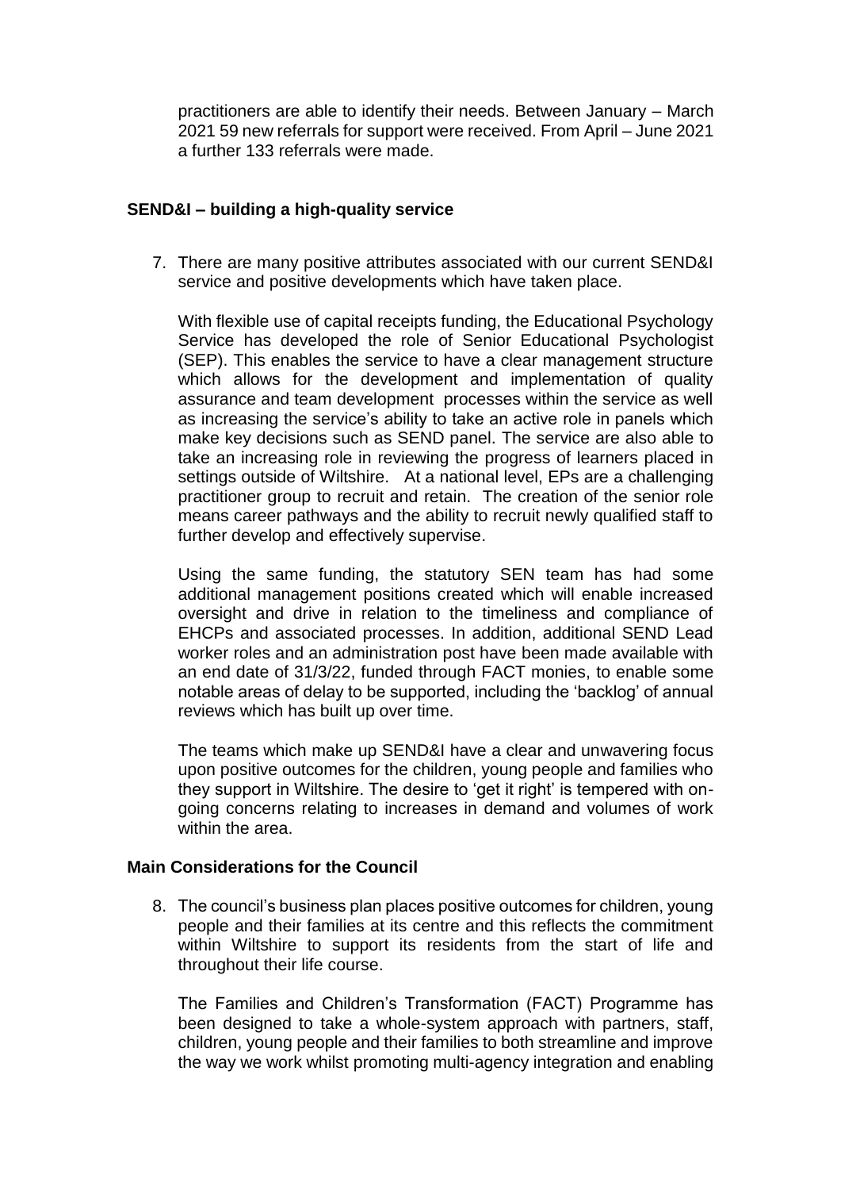practitioners are able to identify their needs. Between January – March 2021 59 new referrals for support were received. From April – June 2021 a further 133 referrals were made.

**SEND&I – building a high-quality service**

7. There are many positive attributes associated with our current SEND&I service and positive developments which have taken place.

   With flexible use of capital receipts funding, the Educational Psychology Service has developed the role of Senior Educational Psychologist (SEP). This enables the service to have a clear management structure which allows for the development and implementation of quality assurance and team development processes within the service as well as increasing the service's ability to take an active role in panels which make key decisions such as SEND panel. The service are also able to take an increasing role in reviewing the progress of learners placed in settings outside of Wiltshire. At a national level, EPs are a challenging practitioner group to recruit and retain. The creation of the senior role means career pathways and the ability to recruit newly qualified staff to further develop and effectively supervise.

   Using the same funding, the statutory SEN team has had some additional management positions created which will enable increased oversight and drive in relation to the timeliness and compliance of EHCPs and associated processes. In addition, additional SEND Lead worker roles and an administration post have been made available with an end date of 31/3/22, funded through FACT monies, to enable some notable areas of delay to be supported, including the 'backlog' of annual reviews which has built up over time.

   The teams which make up SEND&I have a clear and unwavering focus upon positive outcomes for the children, young people and families who they support in Wiltshire. The desire to 'get it right' is tempered with on-going concerns relating to increases in demand and volumes of work within the area.

**Main Considerations for the Council**

8. The council's business plan places positive outcomes for children, young people and their families at its centre and this reflects the commitment within Wiltshire to support its residents from the start of life and throughout their life course.

   The Families and Children's Transformation (FACT) Programme has been designed to take a whole-system approach with partners, staff, children, young people and their families to both streamline and improve the way we work whilst promoting multi-agency integration and enabling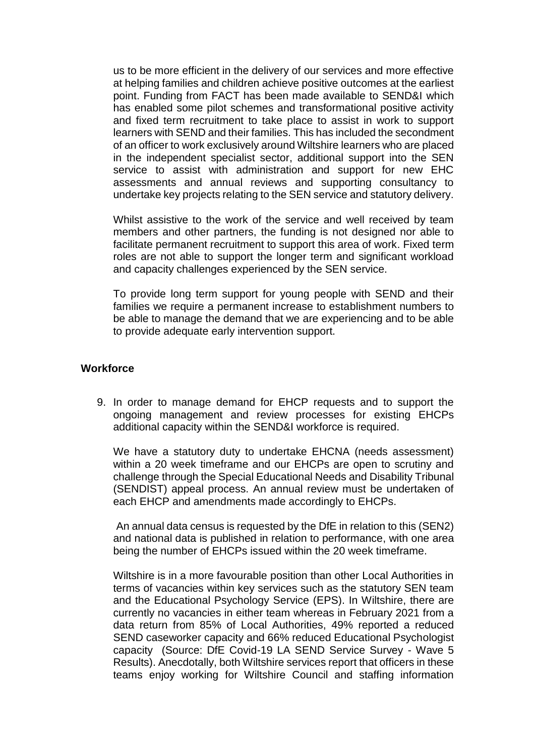us to be more efficient in the delivery of our services and more effective at helping families and children achieve positive outcomes at the earliest point. Funding from FACT has been made available to SEND&I which has enabled some pilot schemes and transformational positive activity and fixed term recruitment to take place to assist in work to support learners with SEND and their families. This has included the secondment of an officer to work exclusively around Wiltshire learners who are placed in the independent specialist sector, additional support into the SEN service to assist with administration and support for new EHC assessments and annual reviews and supporting consultancy to undertake key projects relating to the SEN service and statutory delivery.

Whilst assistive to the work of the service and well received by team members and other partners, the funding is not designed nor able to facilitate permanent recruitment to support this area of work. Fixed term roles are not able to support the longer term and significant workload and capacity challenges experienced by the SEN service.

To provide long term support for young people with SEND and their families we require a permanent increase to establishment numbers to be able to manage the demand that we are experiencing and to be able to provide adequate early intervention support.

## Workforce

9. In order to manage demand for EHCP requests and to support the ongoing management and review processes for existing EHCPs additional capacity within the SEND&I workforce is required.

   We have a statutory duty to undertake EHCNA (needs assessment) within a 20 week timeframe and our EHCPs are open to scrutiny and challenge through the Special Educational Needs and Disability Tribunal (SENDIST) appeal process. An annual review must be undertaken of each EHCP and amendments made accordingly to EHCPs.

   An annual data census is requested by the DfE in relation to this (SEN2) and national data is published in relation to performance, with one area being the number of EHCPs issued within the 20 week timeframe.

   Wiltshire is in a more favourable position than other Local Authorities in terms of vacancies within key services such as the statutory SEN team and the Educational Psychology Service (EPS). In Wiltshire, there are currently no vacancies in either team whereas in February 2021 from a data return from 85% of Local Authorities, 49% reported a reduced SEND caseworker capacity and 66% reduced Educational Psychologist capacity (Source: DfE Covid-19 LA SEND Service Survey - Wave 5 Results). Anecdotally, both Wiltshire services report that officers in these teams enjoy working for Wiltshire Council and staffing information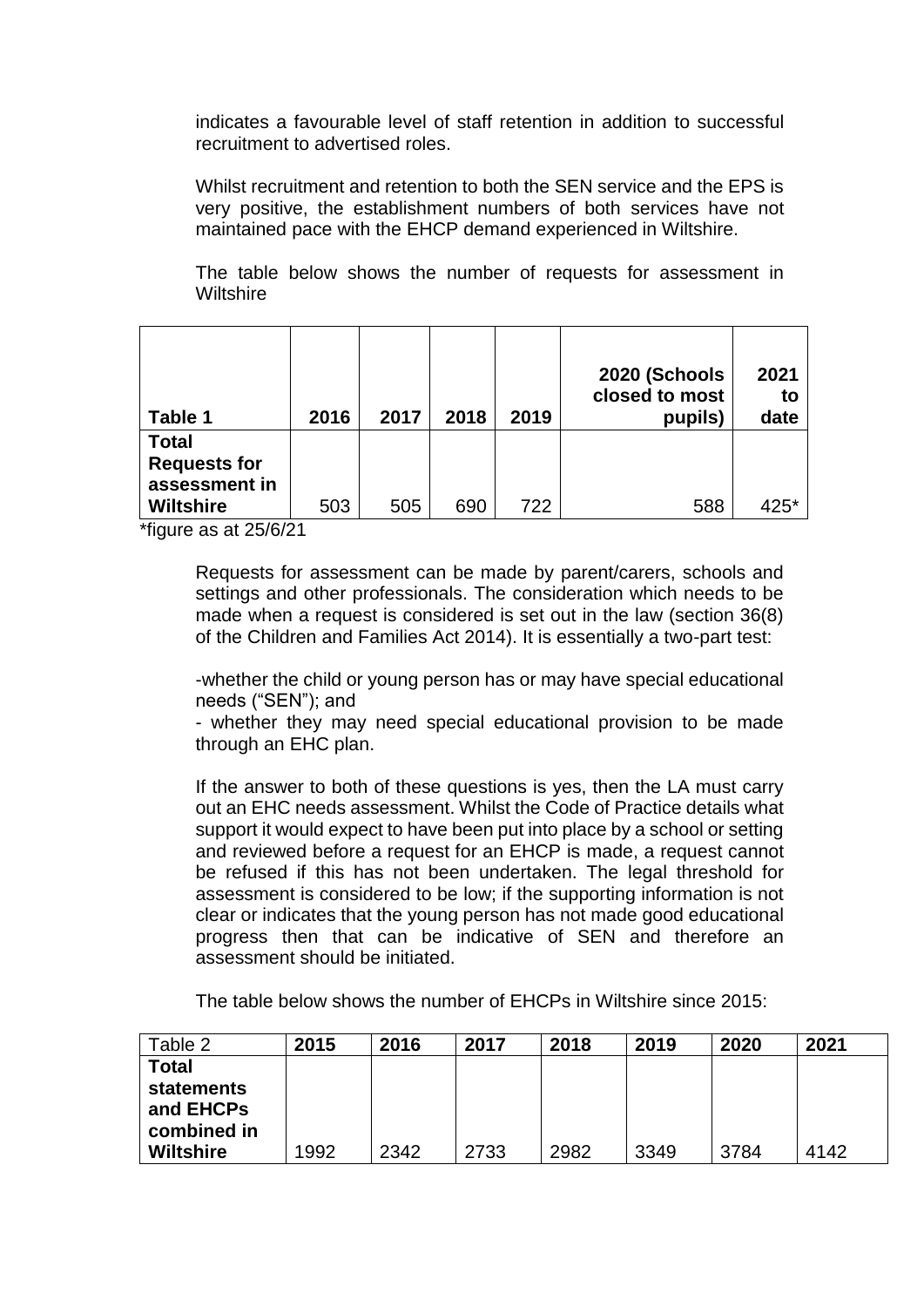indicates a favourable level of staff retention in addition to successful recruitment to advertised roles.

Whilst recruitment and retention to both the SEN service and the EPS is very positive, the establishment numbers of both services have not maintained pace with the EHCP demand experienced in Wiltshire.

The table below shows the number of requests for assessment in Wiltshire

| Table 1 | 2016 | 2017 | 2018 | 2019 | 2020 (Schools closed to most pupils) | 2021 to date |
|---|---|---|---|---|---|---|
| **Total Requests for assessment in Wiltshire** | 503 | 505 | 690 | 722 | 588 | 425* |

*figure as at 25/6/21

Requests for assessment can be made by parent/carers, schools and settings and other professionals. The consideration which needs to be made when a request is considered is set out in the law (section 36(8) of the Children and Families Act 2014). It is essentially a two-part test:

-whether the child or young person has or may have special educational needs ("SEN"); and
- whether they may need special educational provision to be made through an EHC plan.

If the answer to both of these questions is yes, then the LA must carry out an EHC needs assessment. Whilst the Code of Practice details what support it would expect to have been put into place by a school or setting and reviewed before a request for an EHCP is made, a request cannot be refused if this has not been undertaken. The legal threshold for assessment is considered to be low; if the supporting information is not clear or indicates that the young person has not made good educational progress then that can be indicative of SEN and therefore an assessment should be initiated.

The table below shows the number of EHCPs in Wiltshire since 2015:

| Table 2 | 2015 | 2016 | 2017 | 2018 | 2019 | 2020 | 2021 |
|---|---|---|---|---|---|---|---|
| **Total statements and EHCPs combined in Wiltshire** | 1992 | 2342 | 2733 | 2982 | 3349 | 3784 | 4142 |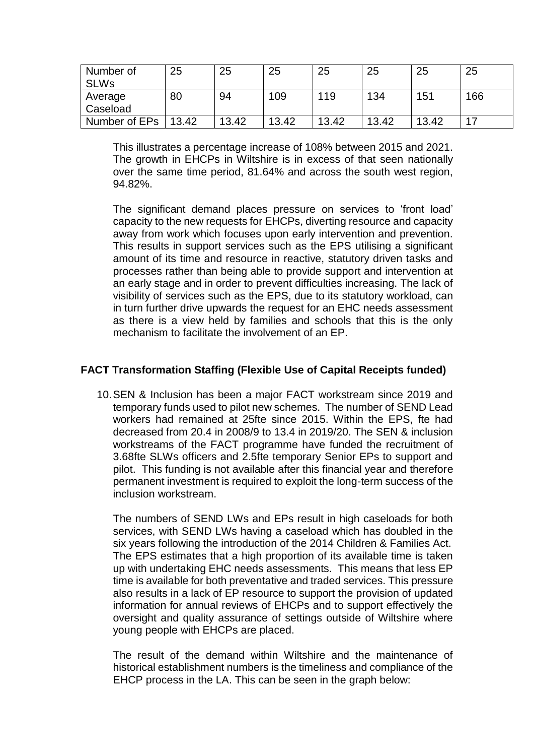| Number of SLWs | 25 | 25 | 25 | 25 | 25 | 25 | 25 |
|---|---|---|---|---|---|---|---|
| Average Caseload | 80 | 94 | 109 | 119 | 134 | 151 | 166 |
| Number of EPs | 13.42 | 13.42 | 13.42 | 13.42 | 13.42 | 13.42 | 17 |

This illustrates a percentage increase of 108% between 2015 and 2021. The growth in EHCPs in Wiltshire is in excess of that seen nationally over the same time period, 81.64% and across the south west region, 94.82%.

The significant demand places pressure on services to 'front load' capacity to the new requests for EHCPs, diverting resource and capacity away from work which focuses upon early intervention and prevention. This results in support services such as the EPS utilising a significant amount of its time and resource in reactive, statutory driven tasks and processes rather than being able to provide support and intervention at an early stage and in order to prevent difficulties increasing. The lack of visibility of services such as the EPS, due to its statutory workload, can in turn further drive upwards the request for an EHC needs assessment as there is a view held by families and schools that this is the only mechanism to facilitate the involvement of an EP.

### FACT Transformation Staffing (Flexible Use of Capital Receipts funded)

10. SEN & Inclusion has been a major FACT workstream since 2019 and temporary funds used to pilot new schemes. The number of SEND Lead workers had remained at 25fte since 2015. Within the EPS, fte had decreased from 20.4 in 2008/9 to 13.4 in 2019/20. The SEN & inclusion workstreams of the FACT programme have funded the recruitment of 3.68fte SLWs officers and 2.5fte temporary Senior EPs to support and pilot. This funding is not available after this financial year and therefore permanent investment is required to exploit the long-term success of the inclusion workstream.

    The numbers of SEND LWs and EPs result in high caseloads for both services, with SEND LWs having a caseload which has doubled in the six years following the introduction of the 2014 Children & Families Act. The EPS estimates that a high proportion of its available time is taken up with undertaking EHC needs assessments. This means that less EP time is available for both preventative and traded services. This pressure also results in a lack of EP resource to support the provision of updated information for annual reviews of EHCPs and to support effectively the oversight and quality assurance of settings outside of Wiltshire where young people with EHCPs are placed.

    The result of the demand within Wiltshire and the maintenance of historical establishment numbers is the timeliness and compliance of the EHCP process in the LA. This can be seen in the graph below: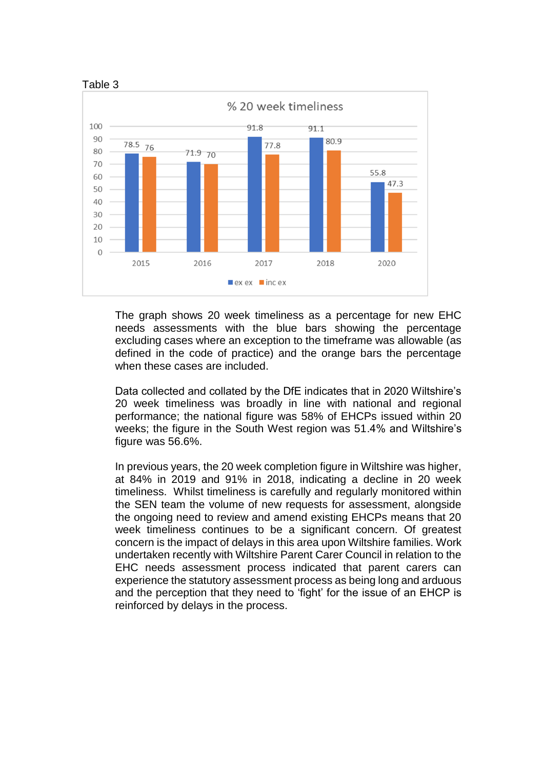Table 3

% 20 week timeliness

| Year | ex ex | inc ex |
| --- | --- | --- |
| 2015 | 78.5 | 76 |
| 2016 | 71.9 | 70 |
| 2017 | 91.8 | 77.8 |
| 2018 | 91.1 | 80.9 |
| 2020 | 55.8 | 47.3 |

The graph shows 20 week timeliness as a percentage for new EHC needs assessments with the blue bars showing the percentage excluding cases where an exception to the timeframe was allowable (as defined in the code of practice) and the orange bars the percentage when these cases are included.

Data collected and collated by the DfE indicates that in 2020 Wiltshire's 20 week timeliness was broadly in line with national and regional performance; the national figure was 58% of EHCPs issued within 20 weeks; the figure in the South West region was 51.4% and Wiltshire's figure was 56.6%.

In previous years, the 20 week completion figure in Wiltshire was higher, at 84% in 2019 and 91% in 2018, indicating a decline in 20 week timeliness. Whilst timeliness is carefully and regularly monitored within the SEN team the volume of new requests for assessment, alongside the ongoing need to review and amend existing EHCPs means that 20 week timeliness continues to be a significant concern. Of greatest concern is the impact of delays in this area upon Wiltshire families. Work undertaken recently with Wiltshire Parent Carer Council in relation to the EHC needs assessment process indicated that parent carers can experience the statutory assessment process as being long and arduous and the perception that they need to 'fight' for the issue of an EHCP is reinforced by delays in the process.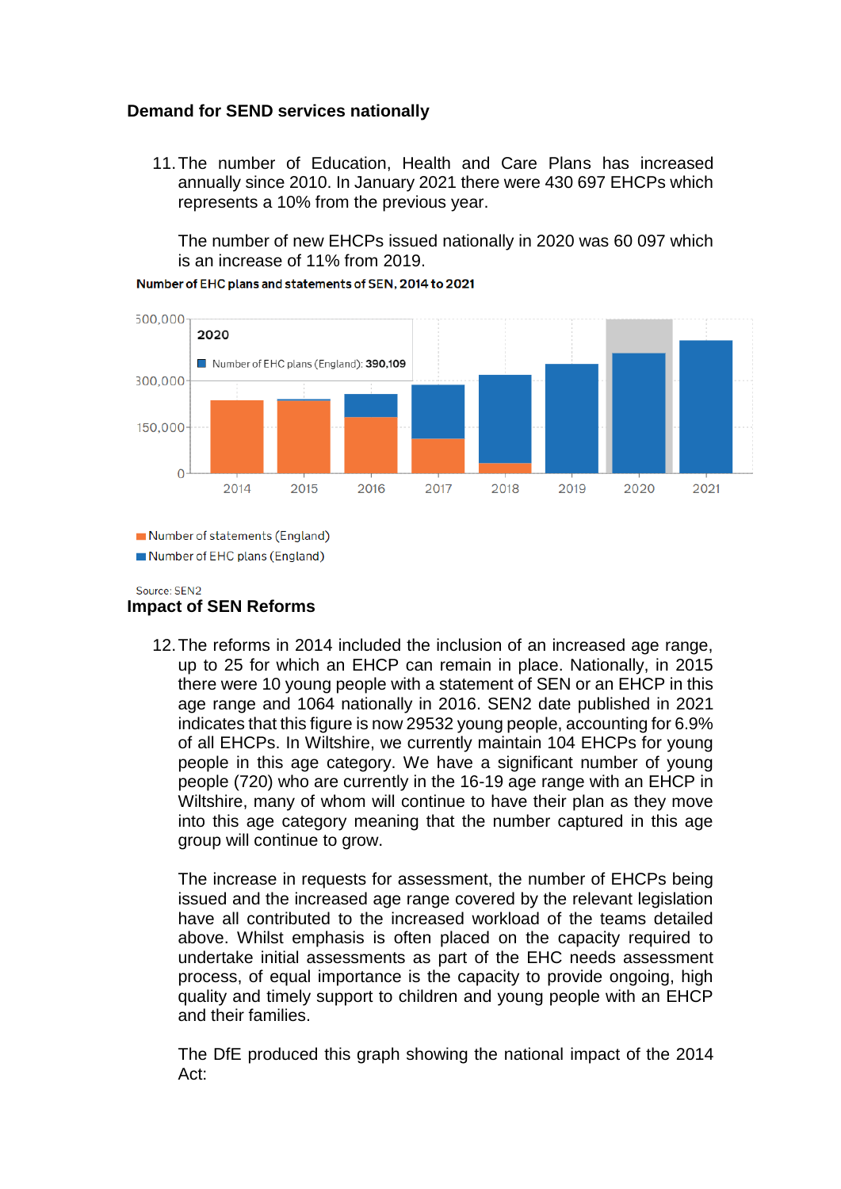**Demand for SEND services nationally**

11. The number of Education, Health and Care Plans has increased annually since 2010. In January 2021 there were 430 697 EHCPs which represents a 10% from the previous year.

    The number of new EHCPs issued nationally in 2020 was 60 097 which is an increase of 11% from 2019.

Number of EHC plans and statements of SEN, 2014 to 2021

2020

Number of EHC plans (England): **390,109**

500,000
300,000
150,000
0

2014 2015 2016 2017 2018 2019 2020 2021

Number of statements (England)
Number of EHC plans (England)

Source: SEN2

**Impact of SEN Reforms**

12. The reforms in 2014 included the inclusion of an increased age range, up to 25 for which an EHCP can remain in place. Nationally, in 2015 there were 10 young people with a statement of SEN or an EHCP in this age range and 1064 nationally in 2016. SEN2 date published in 2021 indicates that this figure is now 29532 young people, accounting for 6.9% of all EHCPs. In Wiltshire, we currently maintain 104 EHCPs for young people in this age category. We have a significant number of young people (720) who are currently in the 16-19 age range with an EHCP in Wiltshire, many of whom will continue to have their plan as they move into this age category meaning that the number captured in this age group will continue to grow.

    The increase in requests for assessment, the number of EHCPs being issued and the increased age range covered by the relevant legislation have all contributed to the increased workload of the teams detailed above. Whilst emphasis is often placed on the capacity required to undertake initial assessments as part of the EHC needs assessment process, of equal importance is the capacity to provide ongoing, high quality and timely support to children and young people with an EHCP and their families.

    The DfE produced this graph showing the national impact of the 2014 Act: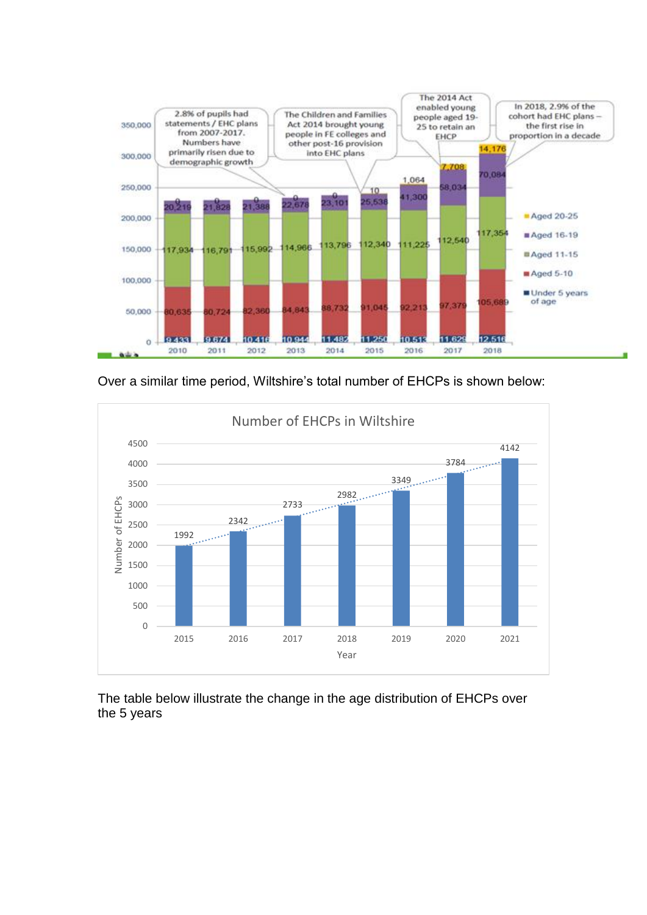Over a similar time period, Wiltshire's total number of EHCPs is shown below:

The table below illustrate the change in the age distribution of EHCPs over the 5 years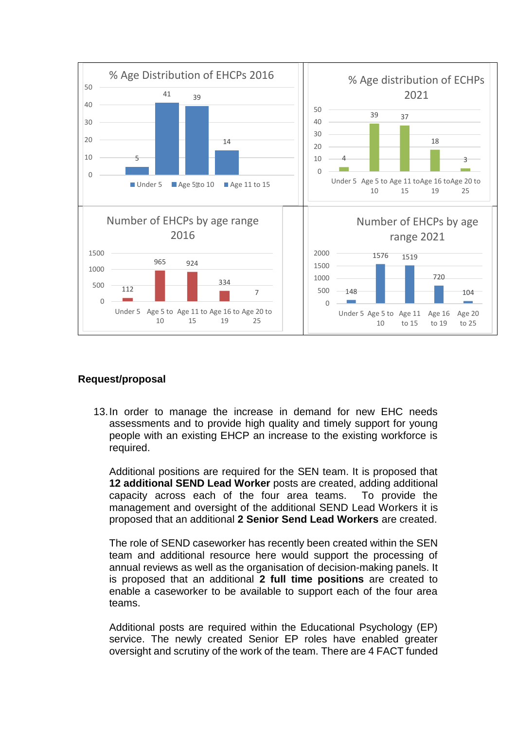**% Age Distribution of EHCPs 2016**

| Under 5 | Age 5 to 10 | Age 11 to 15 | |
|---|---|---|---|
| 5 | 41 | 39 | 14 |

**% Age distribution of ECHPs 2021**

| Under 5 | Age 5 to 10 | Age 11 to 15 | Age 16 to 19 | Age 20 to 25 |
|---|---|---|---|---|
| 4 | 39 | 37 | 18 | 3 |

**Number of EHCPs by age range 2016**

| Under 5 | Age 5 to 10 | Age 11 to 15 | Age 16 to 19 | Age 20 to 25 |
|---|---|---|---|---|
| 112 | 965 | 924 | 334 | 7 |

**Number of EHCPs by age range 2021**

| Under 5 | Age 5 to 10 | Age 11 to 15 | Age 16 to 19 | Age 20 to 25 |
|---|---|---|---|---|
| 148 | 1576 | 1519 | 720 | 104 |

## Request/proposal

13. In order to manage the increase in demand for new EHC needs assessments and to provide high quality and timely support for young people with an existing EHCP an increase to the existing workforce is required.

    Additional positions are required for the SEN team. It is proposed that **12 additional SEND Lead Worker** posts are created, adding additional capacity across each of the four area teams. To provide the management and oversight of the additional SEND Lead Workers it is proposed that an additional **2 Senior Send Lead Workers** are created.

    The role of SEND caseworker has recently been created within the SEN team and additional resource here would support the processing of annual reviews as well as the organisation of decision-making panels. It is proposed that an additional **2 full time positions** are created to enable a caseworker to be available to support each of the four area teams.

    Additional posts are required within the Educational Psychology (EP) service. The newly created Senior EP roles have enabled greater oversight and scrutiny of the work of the team. There are 4 FACT funded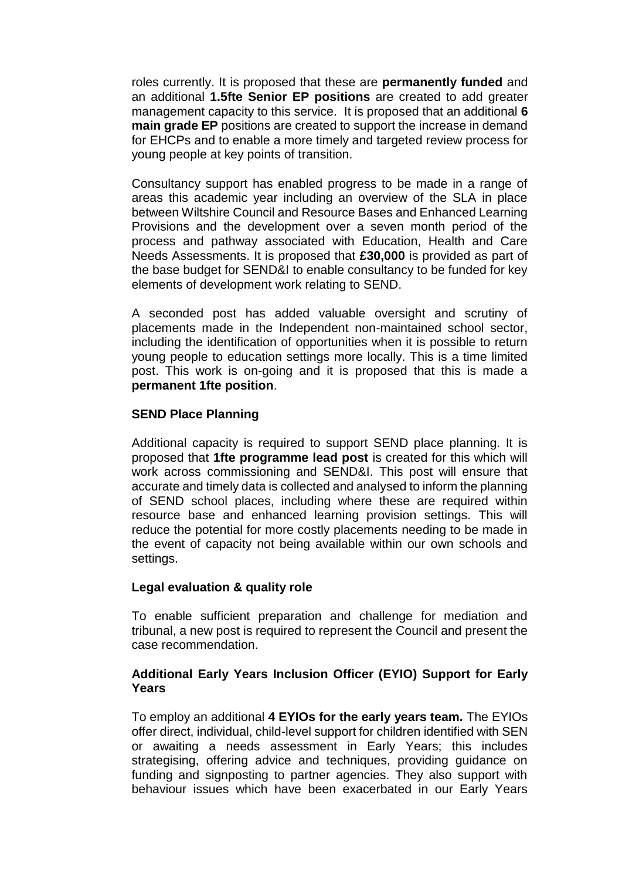roles currently. It is proposed that these are **permanently funded** and an additional **1.5fte Senior EP positions** are created to add greater management capacity to this service. It is proposed that an additional **6 main grade EP** positions are created to support the increase in demand for EHCPs and to enable a more timely and targeted review process for young people at key points of transition.

Consultancy support has enabled progress to be made in a range of areas this academic year including an overview of the SLA in place between Wiltshire Council and Resource Bases and Enhanced Learning Provisions and the development over a seven month period of the process and pathway associated with Education, Health and Care Needs Assessments. It is proposed that **£30,000** is provided as part of the base budget for SEND&I to enable consultancy to be funded for key elements of development work relating to SEND.

A seconded post has added valuable oversight and scrutiny of placements made in the Independent non-maintained school sector, including the identification of opportunities when it is possible to return young people to education settings more locally. This is a time limited post. This work is on-going and it is proposed that this is made a **permanent 1fte position**.

### SEND Place Planning

Additional capacity is required to support SEND place planning. It is proposed that **1fte programme lead post** is created for this which will work across commissioning and SEND&I. This post will ensure that accurate and timely data is collected and analysed to inform the planning of SEND school places, including where these are required within resource base and enhanced learning provision settings. This will reduce the potential for more costly placements needing to be made in the event of capacity not being available within our own schools and settings.

### Legal evaluation & quality role

To enable sufficient preparation and challenge for mediation and tribunal, a new post is required to represent the Council and present the case recommendation.

### Additional Early Years Inclusion Officer (EYIO) Support for Early Years

To employ an additional **4 EYIOs for the early years team.** The EYIOs offer direct, individual, child-level support for children identified with SEN or awaiting a needs assessment in Early Years; this includes strategising, offering advice and techniques, providing guidance on funding and signposting to partner agencies. They also support with behaviour issues which have been exacerbated in our Early Years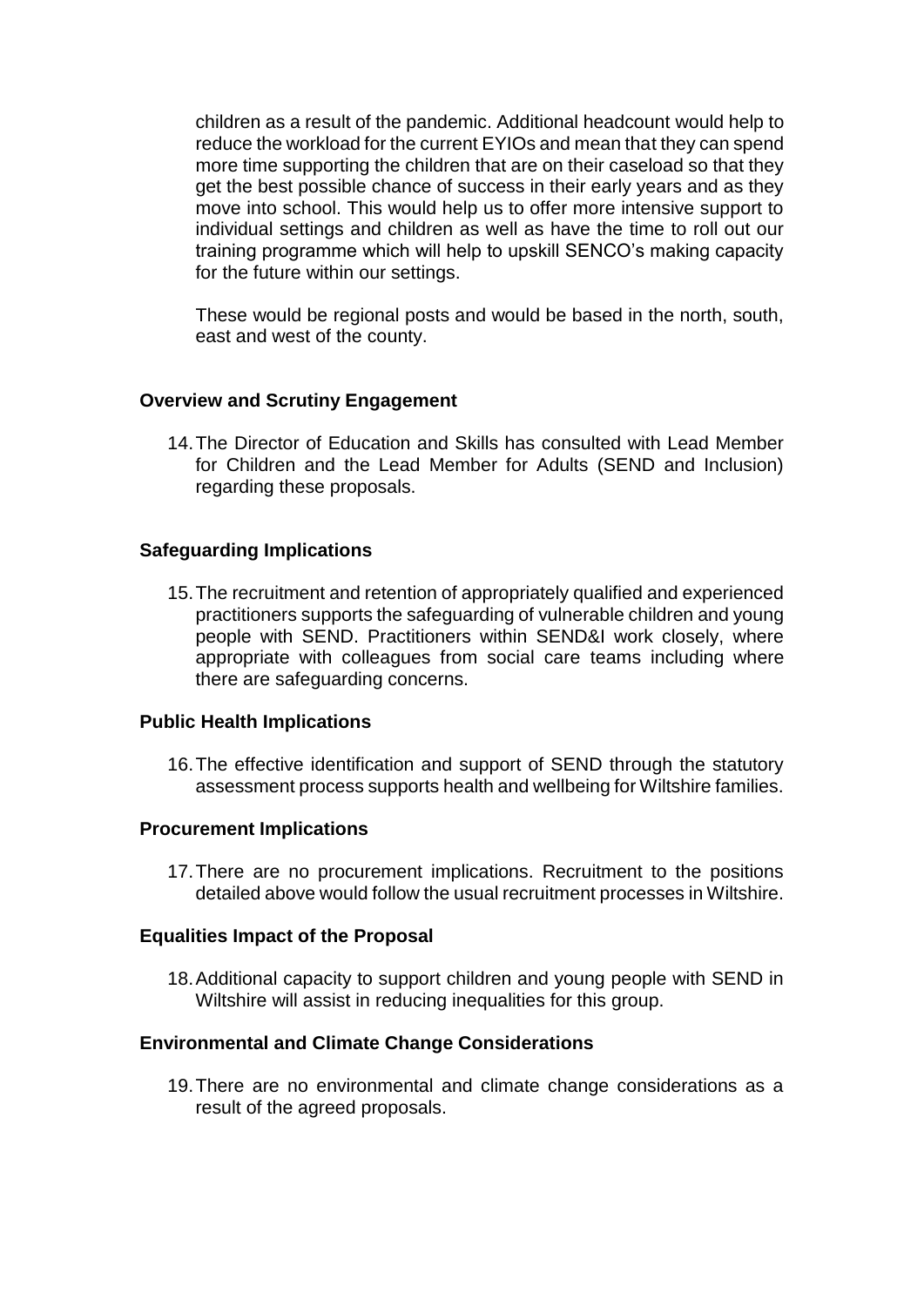children as a result of the pandemic. Additional headcount would help to reduce the workload for the current EYIOs and mean that they can spend more time supporting the children that are on their caseload so that they get the best possible chance of success in their early years and as they move into school. This would help us to offer more intensive support to individual settings and children as well as have the time to roll out our training programme which will help to upskill SENCO's making capacity for the future within our settings.

These would be regional posts and would be based in the north, south, east and west of the county.

**Overview and Scrutiny Engagement**

14. The Director of Education and Skills has consulted with Lead Member for Children and the Lead Member for Adults (SEND and Inclusion) regarding these proposals.

**Safeguarding Implications**

15. The recruitment and retention of appropriately qualified and experienced practitioners supports the safeguarding of vulnerable children and young people with SEND. Practitioners within SEND&I work closely, where appropriate with colleagues from social care teams including where there are safeguarding concerns.

**Public Health Implications**

16. The effective identification and support of SEND through the statutory assessment process supports health and wellbeing for Wiltshire families.

**Procurement Implications**

17. There are no procurement implications. Recruitment to the positions detailed above would follow the usual recruitment processes in Wiltshire.

**Equalities Impact of the Proposal**

18. Additional capacity to support children and young people with SEND in Wiltshire will assist in reducing inequalities for this group.

**Environmental and Climate Change Considerations**

19. There are no environmental and climate change considerations as a result of the agreed proposals.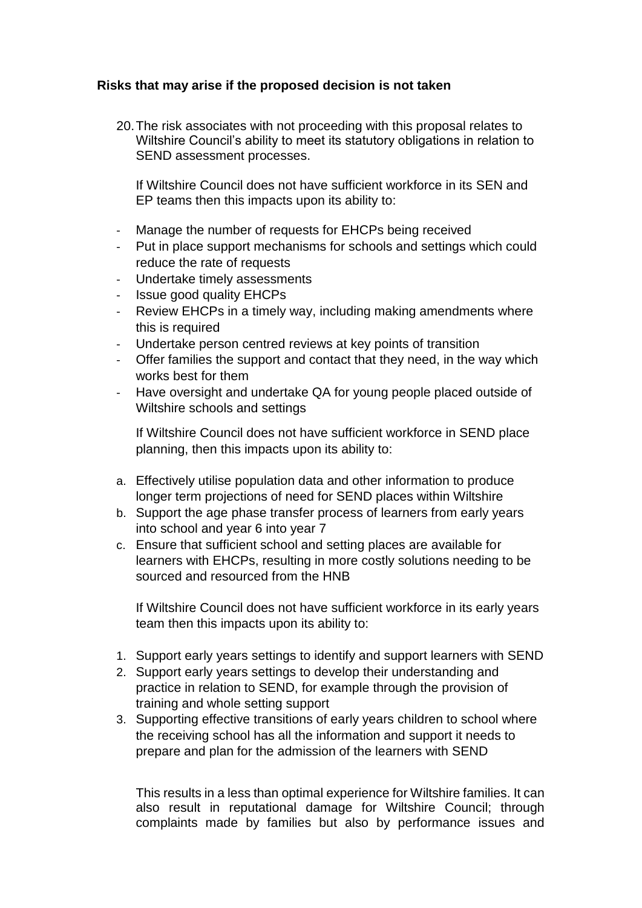**Risks that may arise if the proposed decision is not taken**

20. The risk associates with not proceeding with this proposal relates to Wiltshire Council's ability to meet its statutory obligations in relation to SEND assessment processes.

    If Wiltshire Council does not have sufficient workforce in its SEN and EP teams then this impacts upon its ability to:

- Manage the number of requests for EHCPs being received
- Put in place support mechanisms for schools and settings which could reduce the rate of requests
- Undertake timely assessments
- Issue good quality EHCPs
- Review EHCPs in a timely way, including making amendments where this is required
- Undertake person centred reviews at key points of transition
- Offer families the support and contact that they need, in the way which works best for them
- Have oversight and undertake QA for young people placed outside of Wiltshire schools and settings

If Wiltshire Council does not have sufficient workforce in SEND place planning, then this impacts upon its ability to:

a. Effectively utilise population data and other information to produce longer term projections of need for SEND places within Wiltshire
b. Support the age phase transfer process of learners from early years into school and year 6 into year 7
c. Ensure that sufficient school and setting places are available for learners with EHCPs, resulting in more costly solutions needing to be sourced and resourced from the HNB

If Wiltshire Council does not have sufficient workforce in its early years team then this impacts upon its ability to:

1. Support early years settings to identify and support learners with SEND
2. Support early years settings to develop their understanding and practice in relation to SEND, for example through the provision of training and whole setting support
3. Supporting effective transitions of early years children to school where the receiving school has all the information and support it needs to prepare and plan for the admission of the learners with SEND

This results in a less than optimal experience for Wiltshire families. It can also result in reputational damage for Wiltshire Council; through complaints made by families but also by performance issues and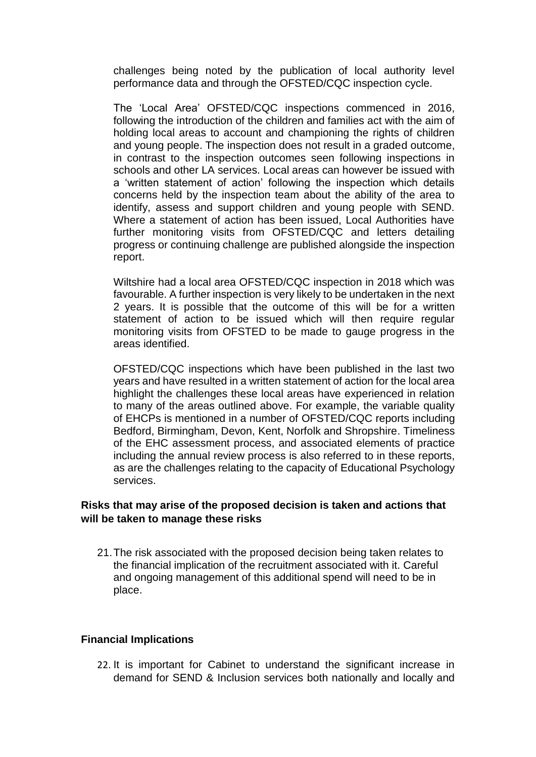challenges being noted by the publication of local authority level performance data and through the OFSTED/CQC inspection cycle.

The 'Local Area' OFSTED/CQC inspections commenced in 2016, following the introduction of the children and families act with the aim of holding local areas to account and championing the rights of children and young people. The inspection does not result in a graded outcome, in contrast to the inspection outcomes seen following inspections in schools and other LA services. Local areas can however be issued with a 'written statement of action' following the inspection which details concerns held by the inspection team about the ability of the area to identify, assess and support children and young people with SEND. Where a statement of action has been issued, Local Authorities have further monitoring visits from OFSTED/CQC and letters detailing progress or continuing challenge are published alongside the inspection report.

Wiltshire had a local area OFSTED/CQC inspection in 2018 which was favourable. A further inspection is very likely to be undertaken in the next 2 years. It is possible that the outcome of this will be for a written statement of action to be issued which will then require regular monitoring visits from OFSTED to be made to gauge progress in the areas identified.

OFSTED/CQC inspections which have been published in the last two years and have resulted in a written statement of action for the local area highlight the challenges these local areas have experienced in relation to many of the areas outlined above. For example, the variable quality of EHCPs is mentioned in a number of OFSTED/CQC reports including Bedford, Birmingham, Devon, Kent, Norfolk and Shropshire. Timeliness of the EHC assessment process, and associated elements of practice including the annual review process is also referred to in these reports, as are the challenges relating to the capacity of Educational Psychology services.

**Risks that may arise of the proposed decision is taken and actions that will be taken to manage these risks**

21. The risk associated with the proposed decision being taken relates to the financial implication of the recruitment associated with it. Careful and ongoing management of this additional spend will need to be in place.

**Financial Implications**

22. It is important for Cabinet to understand the significant increase in demand for SEND & Inclusion services both nationally and locally and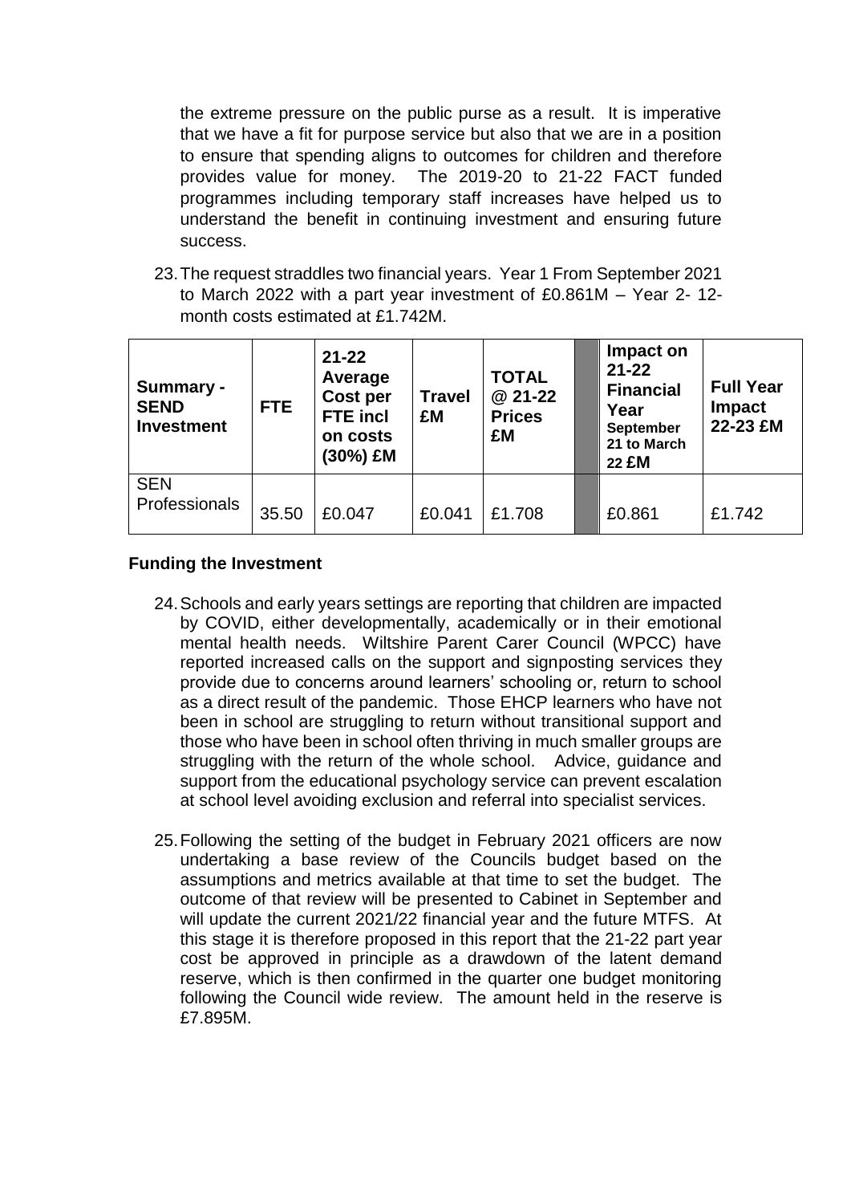the extreme pressure on the public purse as a result. It is imperative that we have a fit for purpose service but also that we are in a position to ensure that spending aligns to outcomes for children and therefore provides value for money. The 2019-20 to 21-22 FACT funded programmes including temporary staff increases have helped us to understand the benefit in continuing investment and ensuring future success.

23. The request straddles two financial years. Year 1 From September 2021 to March 2022 with a part year investment of £0.861M – Year 2- 12-month costs estimated at £1.742M.

| Summary - SEND Investment | FTE | 21-22 Average Cost per FTE incl on costs (30%) £M | Travel £M | TOTAL @ 21-22 Prices £M | | Impact on 21-22 Financial Year September 21 to March 22 £M | Full Year Impact 22-23 £M |
|---|---|---|---|---|---|---|---|
| SEN Professionals | 35.50 | £0.047 | £0.041 | £1.708 | | £0.861 | £1.742 |

**Funding the Investment**

24. Schools and early years settings are reporting that children are impacted by COVID, either developmentally, academically or in their emotional mental health needs. Wiltshire Parent Carer Council (WPCC) have reported increased calls on the support and signposting services they provide due to concerns around learners' schooling or, return to school as a direct result of the pandemic. Those EHCP learners who have not been in school are struggling to return without transitional support and those who have been in school often thriving in much smaller groups are struggling with the return of the whole school. Advice, guidance and support from the educational psychology service can prevent escalation at school level avoiding exclusion and referral into specialist services.

25. Following the setting of the budget in February 2021 officers are now undertaking a base review of the Councils budget based on the assumptions and metrics available at that time to set the budget. The outcome of that review will be presented to Cabinet in September and will update the current 2021/22 financial year and the future MTFS. At this stage it is therefore proposed in this report that the 21-22 part year cost be approved in principle as a drawdown of the latent demand reserve, which is then confirmed in the quarter one budget monitoring following the Council wide review. The amount held in the reserve is £7.895M.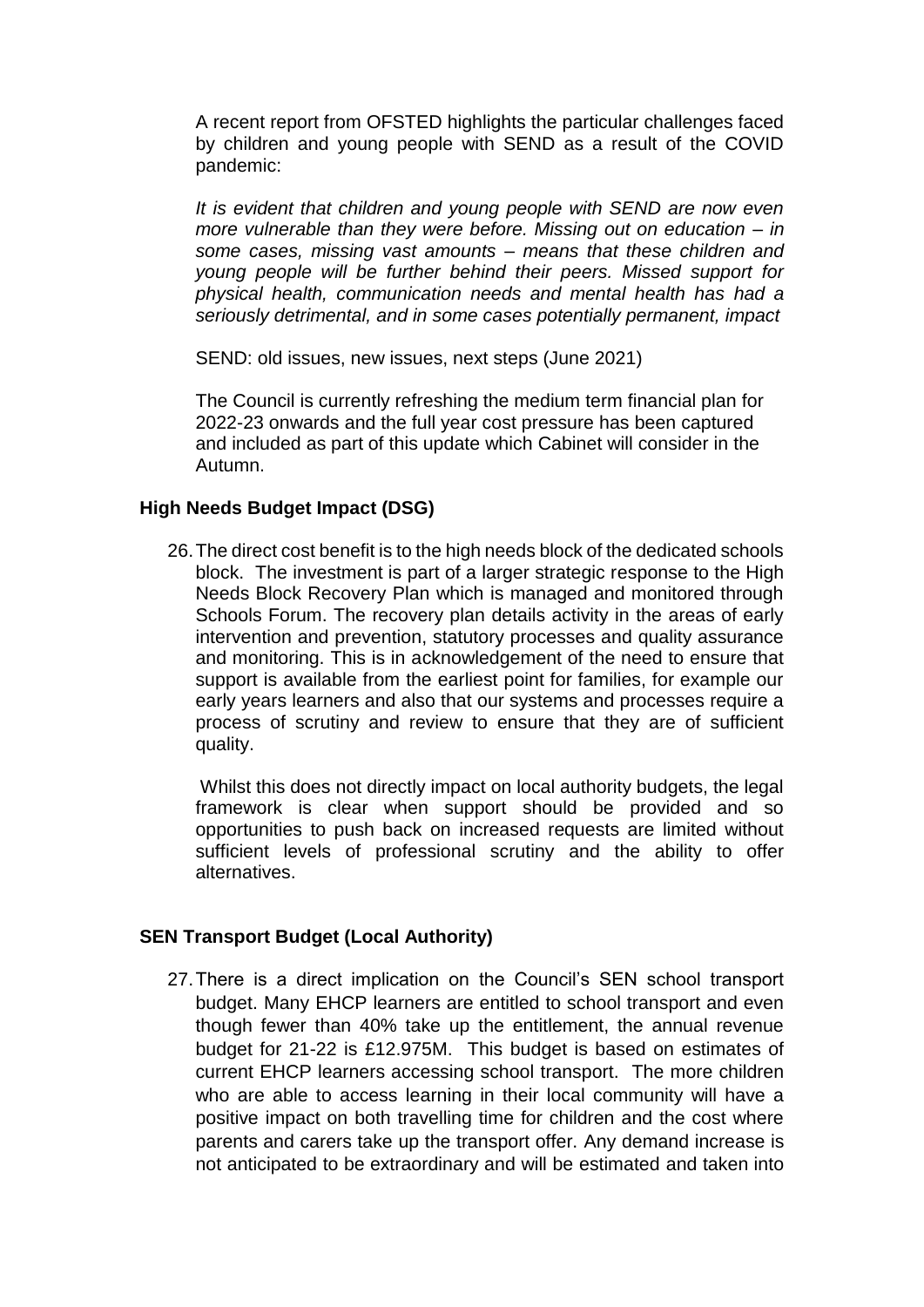A recent report from OFSTED highlights the particular challenges faced by children and young people with SEND as a result of the COVID pandemic:

*It is evident that children and young people with SEND are now even more vulnerable than they were before. Missing out on education – in some cases, missing vast amounts – means that these children and young people will be further behind their peers. Missed support for physical health, communication needs and mental health has had a seriously detrimental, and in some cases potentially permanent, impact*

SEND: old issues, new issues, next steps (June 2021)

The Council is currently refreshing the medium term financial plan for 2022-23 onwards and the full year cost pressure has been captured and included as part of this update which Cabinet will consider in the Autumn.

**High Needs Budget Impact (DSG)**

26. The direct cost benefit is to the high needs block of the dedicated schools block. The investment is part of a larger strategic response to the High Needs Block Recovery Plan which is managed and monitored through Schools Forum. The recovery plan details activity in the areas of early intervention and prevention, statutory processes and quality assurance and monitoring. This is in acknowledgement of the need to ensure that support is available from the earliest point for families, for example our early years learners and also that our systems and processes require a process of scrutiny and review to ensure that they are of sufficient quality.

    Whilst this does not directly impact on local authority budgets, the legal framework is clear when support should be provided and so opportunities to push back on increased requests are limited without sufficient levels of professional scrutiny and the ability to offer alternatives.

**SEN Transport Budget (Local Authority)**

27. There is a direct implication on the Council's SEN school transport budget. Many EHCP learners are entitled to school transport and even though fewer than 40% take up the entitlement, the annual revenue budget for 21-22 is £12.975M. This budget is based on estimates of current EHCP learners accessing school transport. The more children who are able to access learning in their local community will have a positive impact on both travelling time for children and the cost where parents and carers take up the transport offer. Any demand increase is not anticipated to be extraordinary and will be estimated and taken into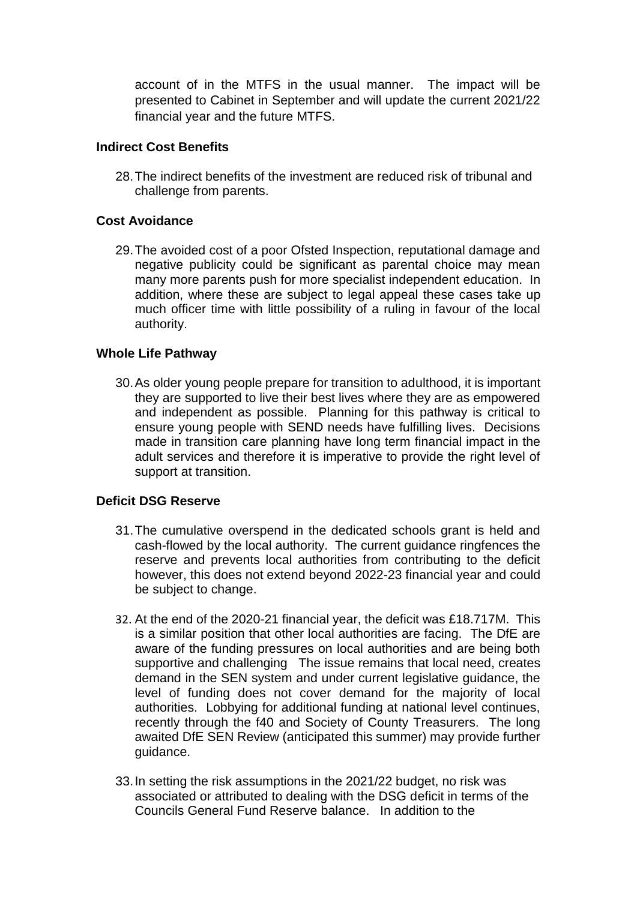account of in the MTFS in the usual manner. The impact will be presented to Cabinet in September and will update the current 2021/22 financial year and the future MTFS.

**Indirect Cost Benefits**

28. The indirect benefits of the investment are reduced risk of tribunal and challenge from parents.

**Cost Avoidance**

29. The avoided cost of a poor Ofsted Inspection, reputational damage and negative publicity could be significant as parental choice may mean many more parents push for more specialist independent education. In addition, where these are subject to legal appeal these cases take up much officer time with little possibility of a ruling in favour of the local authority.

**Whole Life Pathway**

30. As older young people prepare for transition to adulthood, it is important they are supported to live their best lives where they are as empowered and independent as possible. Planning for this pathway is critical to ensure young people with SEND needs have fulfilling lives. Decisions made in transition care planning have long term financial impact in the adult services and therefore it is imperative to provide the right level of support at transition.

**Deficit DSG Reserve**

31. The cumulative overspend in the dedicated schools grant is held and cash-flowed by the local authority. The current guidance ringfences the reserve and prevents local authorities from contributing to the deficit however, this does not extend beyond 2022-23 financial year and could be subject to change.

32. At the end of the 2020-21 financial year, the deficit was £18.717M. This is a similar position that other local authorities are facing. The DfE are aware of the funding pressures on local authorities and are being both supportive and challenging The issue remains that local need, creates demand in the SEN system and under current legislative guidance, the level of funding does not cover demand for the majority of local authorities. Lobbying for additional funding at national level continues, recently through the f40 and Society of County Treasurers. The long awaited DfE SEN Review (anticipated this summer) may provide further guidance.

33. In setting the risk assumptions in the 2021/22 budget, no risk was associated or attributed to dealing with the DSG deficit in terms of the Councils General Fund Reserve balance. In addition to the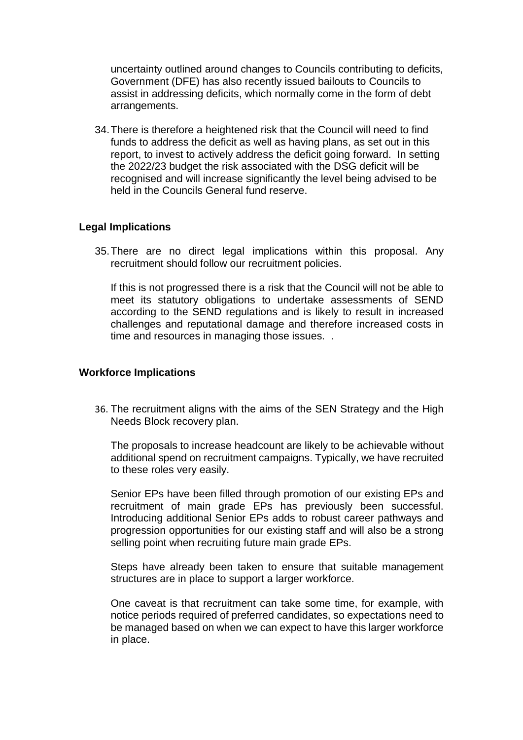uncertainty outlined around changes to Councils contributing to deficits, Government (DFE) has also recently issued bailouts to Councils to assist in addressing deficits, which normally come in the form of debt arrangements.

34. There is therefore a heightened risk that the Council will need to find funds to address the deficit as well as having plans, as set out in this report, to invest to actively address the deficit going forward. In setting the 2022/23 budget the risk associated with the DSG deficit will be recognised and will increase significantly the level being advised to be held in the Councils General fund reserve.

## Legal Implications

35. There are no direct legal implications within this proposal. Any recruitment should follow our recruitment policies.

    If this is not progressed there is a risk that the Council will not be able to meet its statutory obligations to undertake assessments of SEND according to the SEND regulations and is likely to result in increased challenges and reputational damage and therefore increased costs in time and resources in managing those issues. .

## Workforce Implications

36. The recruitment aligns with the aims of the SEN Strategy and the High Needs Block recovery plan.

    The proposals to increase headcount are likely to be achievable without additional spend on recruitment campaigns. Typically, we have recruited to these roles very easily.

    Senior EPs have been filled through promotion of our existing EPs and recruitment of main grade EPs has previously been successful. Introducing additional Senior EPs adds to robust career pathways and progression opportunities for our existing staff and will also be a strong selling point when recruiting future main grade EPs.

    Steps have already been taken to ensure that suitable management structures are in place to support a larger workforce.

    One caveat is that recruitment can take some time, for example, with notice periods required of preferred candidates, so expectations need to be managed based on when we can expect to have this larger workforce in place.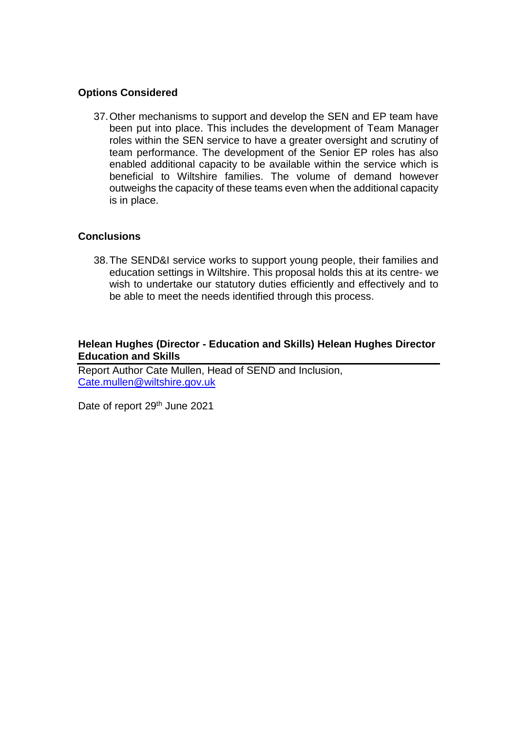**Options Considered**

37. Other mechanisms to support and develop the SEN and EP team have been put into place. This includes the development of Team Manager roles within the SEN service to have a greater oversight and scrutiny of team performance. The development of the Senior EP roles has also enabled additional capacity to be available within the service which is beneficial to Wiltshire families. The volume of demand however outweighs the capacity of these teams even when the additional capacity is in place.

**Conclusions**

38. The SEND&I service works to support young people, their families and education settings in Wiltshire. This proposal holds this at its centre- we wish to undertake our statutory duties efficiently and effectively and to be able to meet the needs identified through this process.

**Helean Hughes (Director - Education and Skills) Helean Hughes Director Education and Skills**

Report Author Cate Mullen, Head of SEND and Inclusion, Cate.mullen@wiltshire.gov.uk

Date of report 29th June 2021